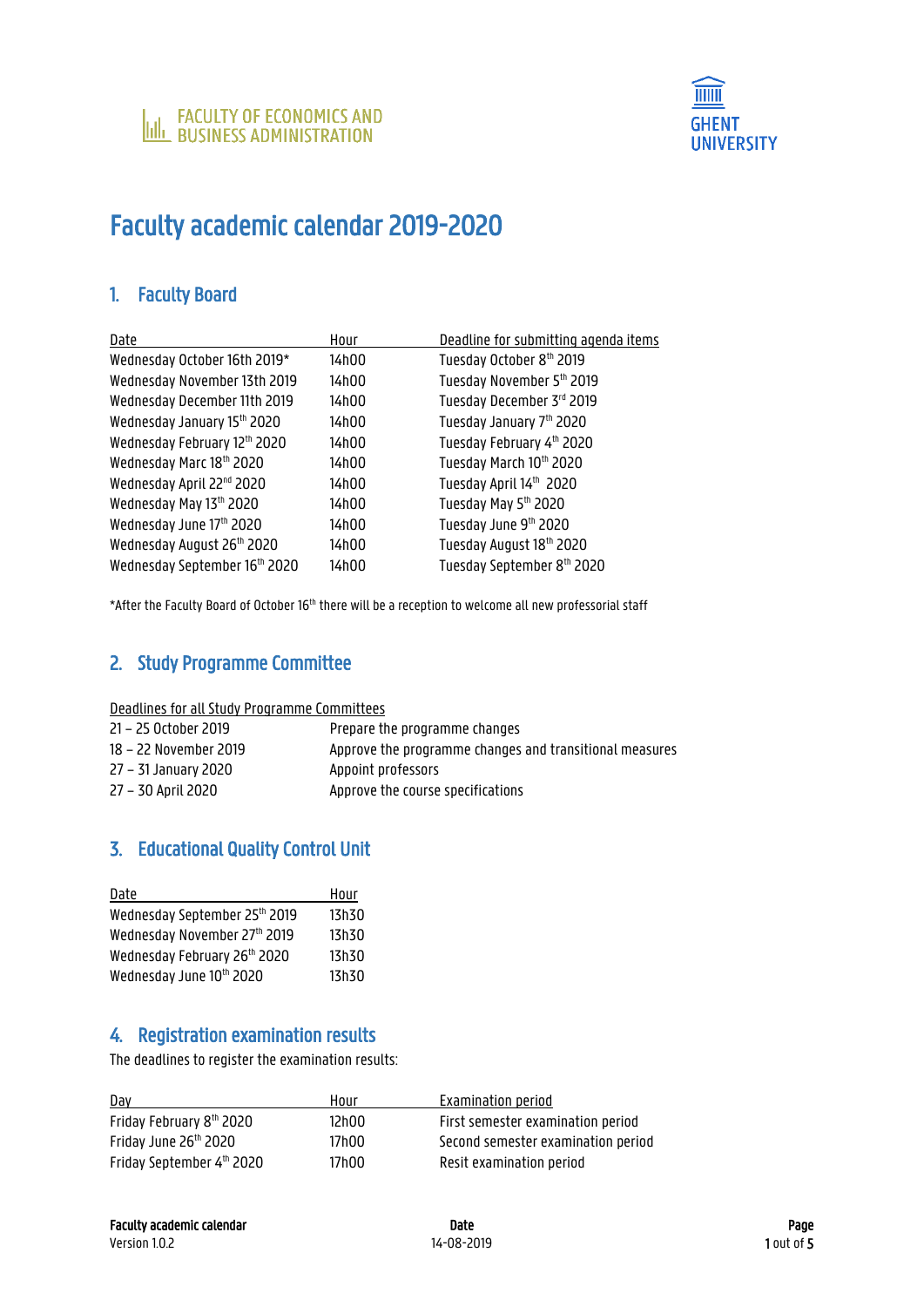FACULTY OF ECONOMICS AND BUSINESS ADMINISTRATION

GHENT UNIVERSITY

# Faculty academic calendar 2019-2020

## 1. Faculty Board

| Date | Hour | Deadline for submitting agenda items |
|---|---|---|
| Wednesday October 16th 2019* | 14h00 | Tuesday October 8th 2019 |
| Wednesday November 13th 2019 | 14h00 | Tuesday November 5th 2019 |
| Wednesday December 11th 2019 | 14h00 | Tuesday December 3rd 2019 |
| Wednesday January 15th 2020 | 14h00 | Tuesday January 7th 2020 |
| Wednesday February 12th 2020 | 14h00 | Tuesday February 4th 2020 |
| Wednesday Marc 18th 2020 | 14h00 | Tuesday March 10th 2020 |
| Wednesday April 22nd 2020 | 14h00 | Tuesday April 14th 2020 |
| Wednesday May 13th 2020 | 14h00 | Tuesday May 5th 2020 |
| Wednesday June 17th 2020 | 14h00 | Tuesday June 9th 2020 |
| Wednesday August 26th 2020 | 14h00 | Tuesday August 18th 2020 |
| Wednesday September 16th 2020 | 14h00 | Tuesday September 8th 2020 |

*After the Faculty Board of October 16th there will be a reception to welcome all new professorial staff

## 2. Study Programme Committee

| Deadlines for all Study Programme Committees | |
|---|---|
| 21 – 25 October 2019 | Prepare the programme changes |
| 18 – 22 November 2019 | Approve the programme changes and transitional measures |
| 27 – 31 January 2020 | Appoint professors |
| 27 – 30 April 2020 | Approve the course specifications |

## 3. Educational Quality Control Unit

| Date | Hour |
|---|---|
| Wednesday September 25th 2019 | 13h30 |
| Wednesday November 27th 2019 | 13h30 |
| Wednesday February 26th 2020 | 13h30 |
| Wednesday June 10th 2020 | 13h30 |

## 4. Registration examination results

The deadlines to register the examination results:

| Day | Hour | Examination period |
|---|---|---|
| Friday February 8th 2020 | 12h00 | First semester examination period |
| Friday June 26th 2020 | 17h00 | Second semester examination period |
| Friday September 4th 2020 | 17h00 | Resit examination period |

**Faculty academic calendar**
Version 1.0.2

**Date**
14-08-2019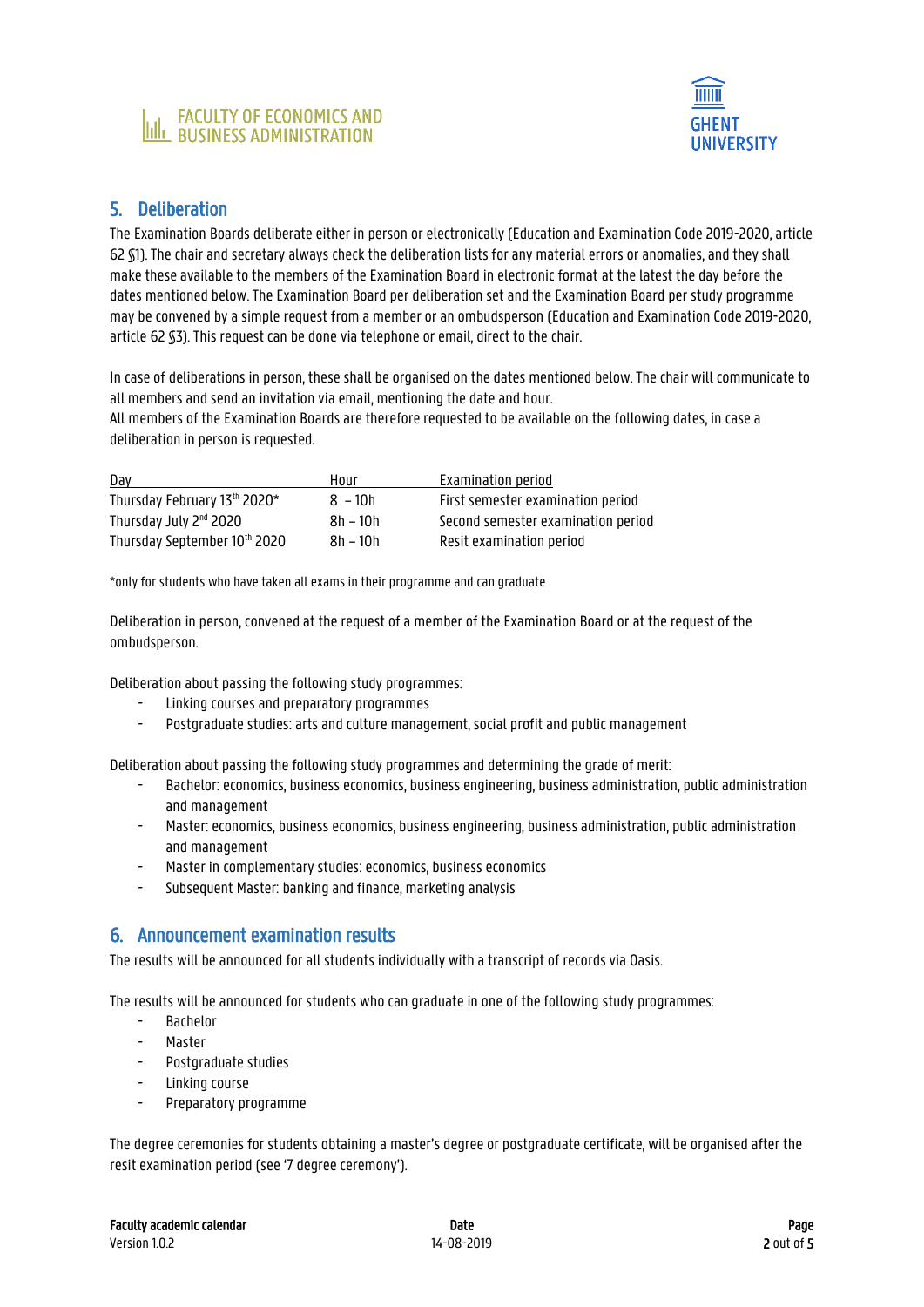## 5. Deliberation

The Examination Boards deliberate either in person or electronically (Education and Examination Code 2019-2020, article 62 §1). The chair and secretary always check the deliberation lists for any material errors or anomalies, and they shall make these available to the members of the Examination Board in electronic format at the latest the day before the dates mentioned below. The Examination Board per deliberation set and the Examination Board per study programme may be convened by a simple request from a member or an ombudsperson (Education and Examination Code 2019-2020, article 62 §3). This request can be done via telephone or email, direct to the chair.

In case of deliberations in person, these shall be organised on the dates mentioned below. The chair will communicate to all members and send an invitation via email, mentioning the date and hour.
All members of the Examination Boards are therefore requested to be available on the following dates, in case a deliberation in person is requested.

| Day | Hour | Examination period |
|---|---|---|
| Thursday February 13th 2020* | 8 – 10h | First semester examination period |
| Thursday July 2nd 2020 | 8h – 10h | Second semester examination period |
| Thursday September 10th 2020 | 8h – 10h | Resit examination period |

*only for students who have taken all exams in their programme and can graduate

Deliberation in person, convened at the request of a member of the Examination Board or at the request of the ombudsperson.

Deliberation about passing the following study programmes:

- Linking courses and preparatory programmes
- Postgraduate studies: arts and culture management, social profit and public management

Deliberation about passing the following study programmes and determining the grade of merit:

- Bachelor: economics, business economics, business engineering, business administration, public administration and management
- Master: economics, business economics, business engineering, business administration, public administration and management
- Master in complementary studies: economics, business economics
- Subsequent Master: banking and finance, marketing analysis

## 6. Announcement examination results

The results will be announced for all students individually with a transcript of records via Oasis.

The results will be announced for students who can graduate in one of the following study programmes:

- Bachelor
- Master
- Postgraduate studies
- Linking course
- Preparatory programme

The degree ceremonies for students obtaining a master's degree or postgraduate certificate, will be organised after the resit examination period (see '7 degree ceremony').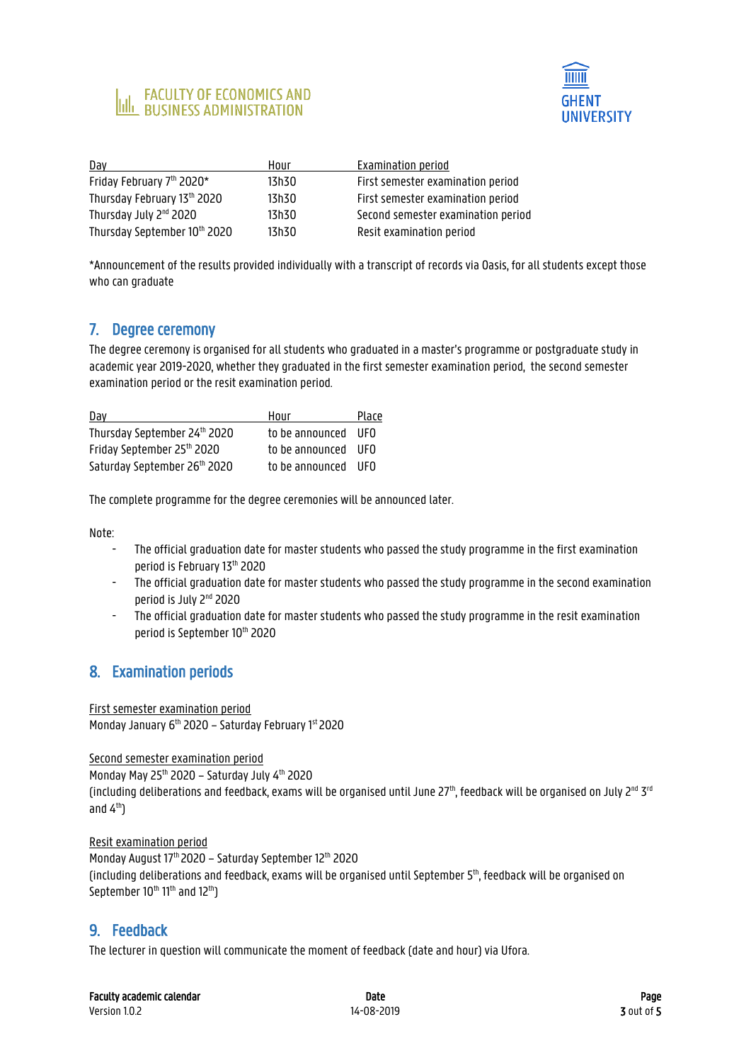| Day | Hour | Examination period |
|---|---|---|
| Friday February 7th 2020* | 13h30 | First semester examination period |
| Thursday February 13th 2020 | 13h30 | First semester examination period |
| Thursday July 2nd 2020 | 13h30 | Second semester examination period |
| Thursday September 10th 2020 | 13h30 | Resit examination period |

*Announcement of the results provided individually with a transcript of records via Oasis, for all students except those who can graduate

## 7. Degree ceremony

The degree ceremony is organised for all students who graduated in a master's programme or postgraduate study in academic year 2019-2020, whether they graduated in the first semester examination period, the second semester examination period or the resit examination period.

| Day | Hour | Place |
|---|---|---|
| Thursday September 24th 2020 | to be announced | UFO |
| Friday September 25th 2020 | to be announced | UFO |
| Saturday September 26th 2020 | to be announced | UFO |

The complete programme for the degree ceremonies will be announced later.

Note:

- The official graduation date for master students who passed the study programme in the first examination period is February 13th 2020
- The official graduation date for master students who passed the study programme in the second examination period is July 2nd 2020
- The official graduation date for master students who passed the study programme in the resit examination period is September 10th 2020

## 8. Examination periods

First semester examination period
Monday January 6th 2020 – Saturday February 1st 2020

Second semester examination period
Monday May 25th 2020 – Saturday July 4th 2020
(including deliberations and feedback, exams will be organised until June 27th, feedback will be organised on July 2nd 3rd and 4th)

Resit examination period
Monday August 17th 2020 – Saturday September 12th 2020
(including deliberations and feedback, exams will be organised until September 5th, feedback will be organised on September 10th 11th and 12th)

## 9. Feedback

The lecturer in question will communicate the moment of feedback (date and hour) via Ufora.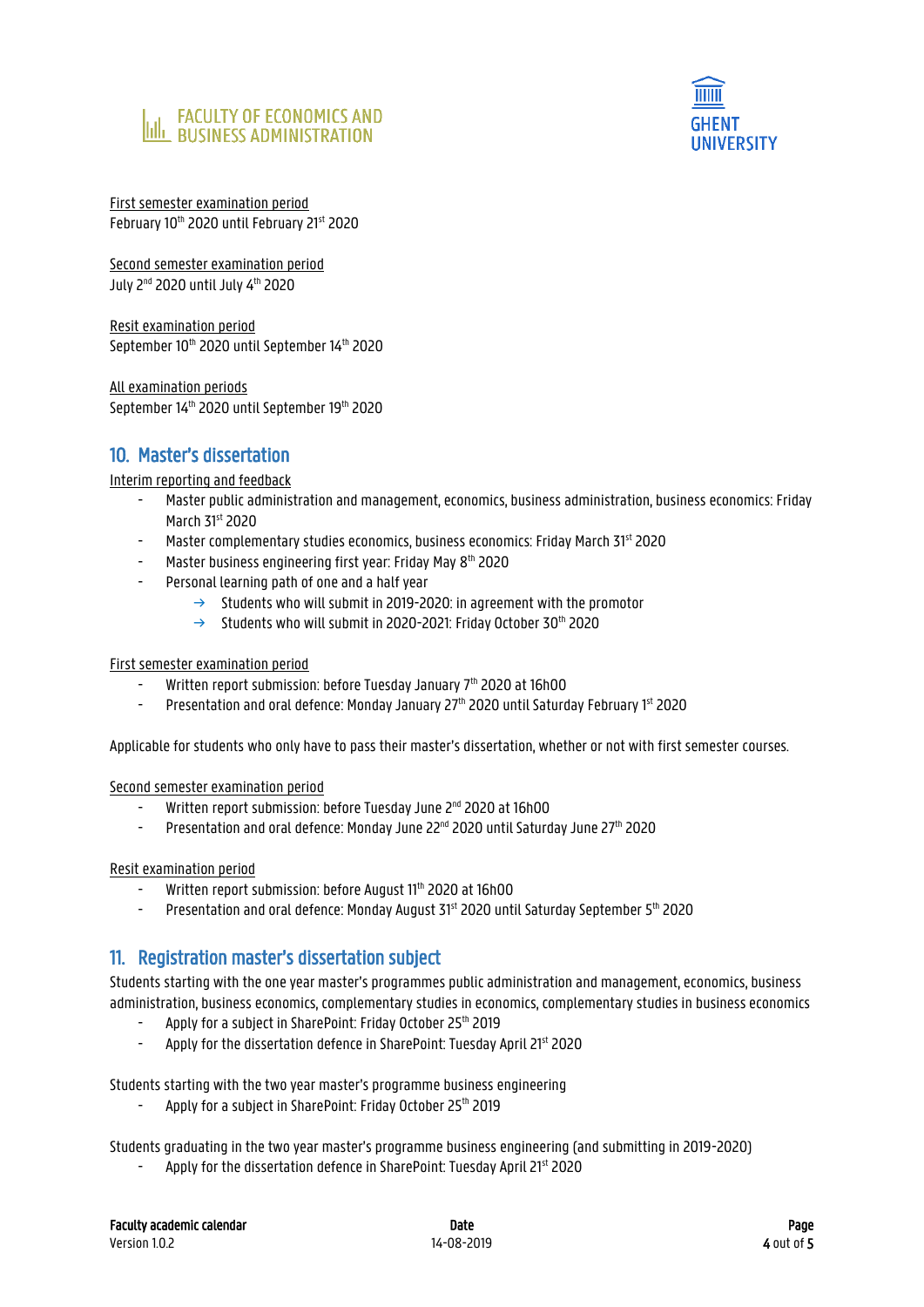First semester examination period
February 10th 2020 until February 21st 2020

Second semester examination period
July 2nd 2020 until July 4th 2020

Resit examination period
September 10th 2020 until September 14th 2020

All examination periods
September 14th 2020 until September 19th 2020

## 10. Master's dissertation

Interim reporting and feedback

- Master public administration and management, economics, business administration, business economics: Friday March 31st 2020
- Master complementary studies economics, business economics: Friday March 31st 2020
- Master business engineering first year: Friday May 8th 2020
- Personal learning path of one and a half year
  - → Students who will submit in 2019-2020: in agreement with the promotor
  - → Students who will submit in 2020-2021: Friday October 30th 2020

First semester examination period

- Written report submission: before Tuesday January 7th 2020 at 16h00
- Presentation and oral defence: Monday January 27th 2020 until Saturday February 1st 2020

Applicable for students who only have to pass their master's dissertation, whether or not with first semester courses.

Second semester examination period

- Written report submission: before Tuesday June 2nd 2020 at 16h00
- Presentation and oral defence: Monday June 22nd 2020 until Saturday June 27th 2020

Resit examination period

- Written report submission: before August 11th 2020 at 16h00
- Presentation and oral defence: Monday August 31st 2020 until Saturday September 5th 2020

## 11. Registration master's dissertation subject

Students starting with the one year master's programmes public administration and management, economics, business administration, business economics, complementary studies in economics, complementary studies in business economics

- Apply for a subject in SharePoint: Friday October 25th 2019
- Apply for the dissertation defence in SharePoint: Tuesday April 21st 2020

Students starting with the two year master's programme business engineering

- Apply for a subject in SharePoint: Friday October 25th 2019

Students graduating in the two year master's programme business engineering (and submitting in 2019-2020)

- Apply for the dissertation defence in SharePoint: Tuesday April 21st 2020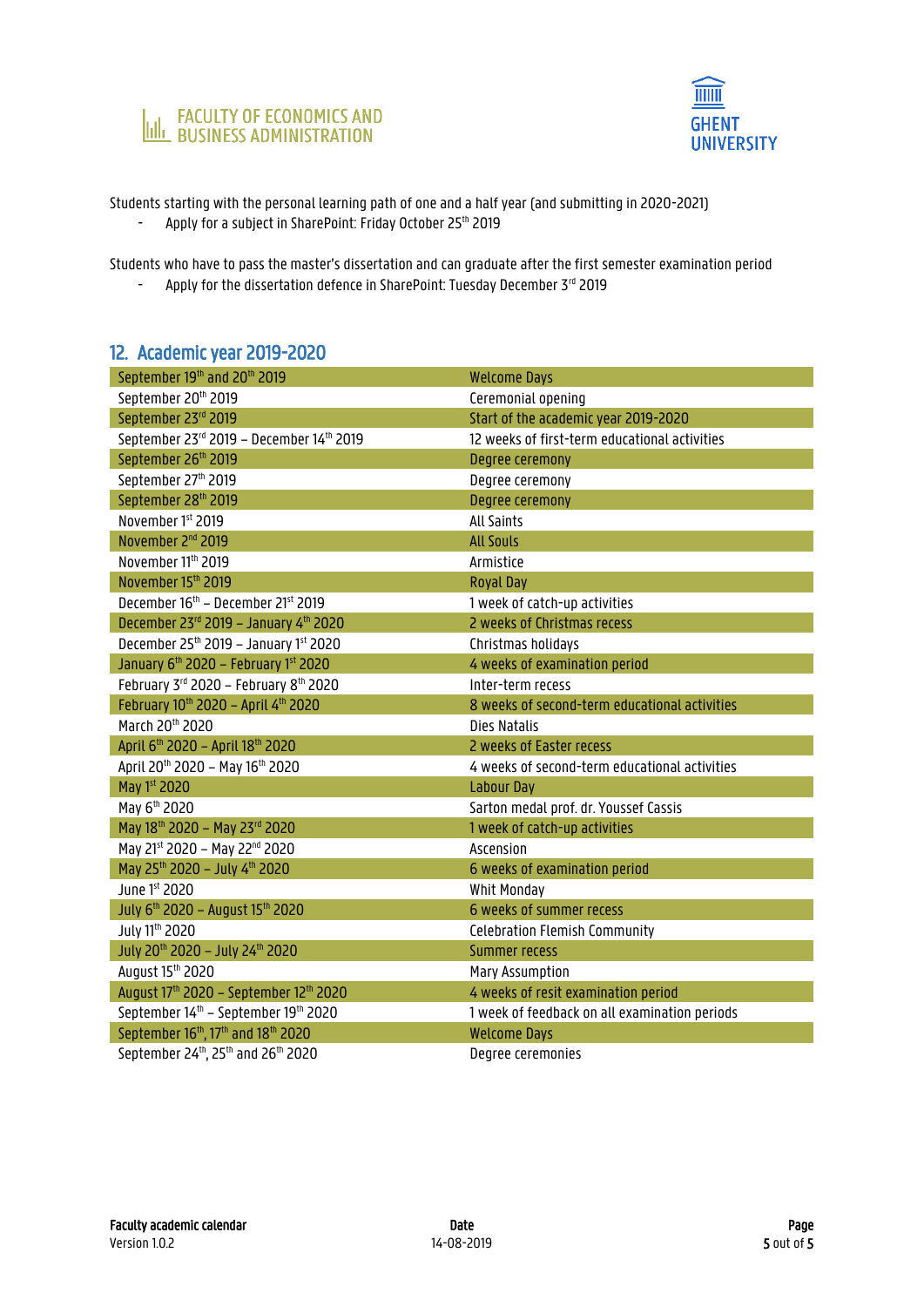Students starting with the personal learning path of one and a half year (and submitting in 2020-2021)

- Apply for a subject in SharePoint: Friday October 25th 2019

Students who have to pass the master's dissertation and can graduate after the first semester examination period

- Apply for the dissertation defence in SharePoint: Tuesday December 3rd 2019

## 12. Academic year 2019-2020

| | |
|---|---|
| September 19th and 20th 2019 | Welcome Days |
| September 20th 2019 | Ceremonial opening |
| September 23rd 2019 | Start of the academic year 2019-2020 |
| September 23rd 2019 – December 14th 2019 | 12 weeks of first-term educational activities |
| September 26th 2019 | Degree ceremony |
| September 27th 2019 | Degree ceremony |
| September 28th 2019 | Degree ceremony |
| November 1st 2019 | All Saints |
| November 2nd 2019 | All Souls |
| November 11th 2019 | Armistice |
| November 15th 2019 | Royal Day |
| December 16th – December 21st 2019 | 1 week of catch-up activities |
| December 23rd 2019 – January 4th 2020 | 2 weeks of Christmas recess |
| December 25th 2019 – January 1st 2020 | Christmas holidays |
| January 6th 2020 – February 1st 2020 | 4 weeks of examination period |
| February 3rd 2020 – February 8th 2020 | Inter-term recess |
| February 10th 2020 – April 4th 2020 | 8 weeks of second-term educational activities |
| March 20th 2020 | Dies Natalis |
| April 6th 2020 – April 18th 2020 | 2 weeks of Easter recess |
| April 20th 2020 – May 16th 2020 | 4 weeks of second-term educational activities |
| May 1st 2020 | Labour Day |
| May 6th 2020 | Sarton medal prof. dr. Youssef Cassis |
| May 18th 2020 – May 23rd 2020 | 1 week of catch-up activities |
| May 21st 2020 – May 22nd 2020 | Ascension |
| May 25th 2020 – July 4th 2020 | 6 weeks of examination period |
| June 1st 2020 | Whit Monday |
| July 6th 2020 – August 15th 2020 | 6 weeks of summer recess |
| July 11th 2020 | Celebration Flemish Community |
| July 20th 2020 – July 24th 2020 | Summer recess |
| August 15th 2020 | Mary Assumption |
| August 17th 2020 – September 12th 2020 | 4 weeks of resit examination period |
| September 14th – September 19th 2020 | 1 week of feedback on all examination periods |
| September 16th, 17th and 18th 2020 | Welcome Days |
| September 24th, 25th and 26th 2020 | Degree ceremonies |